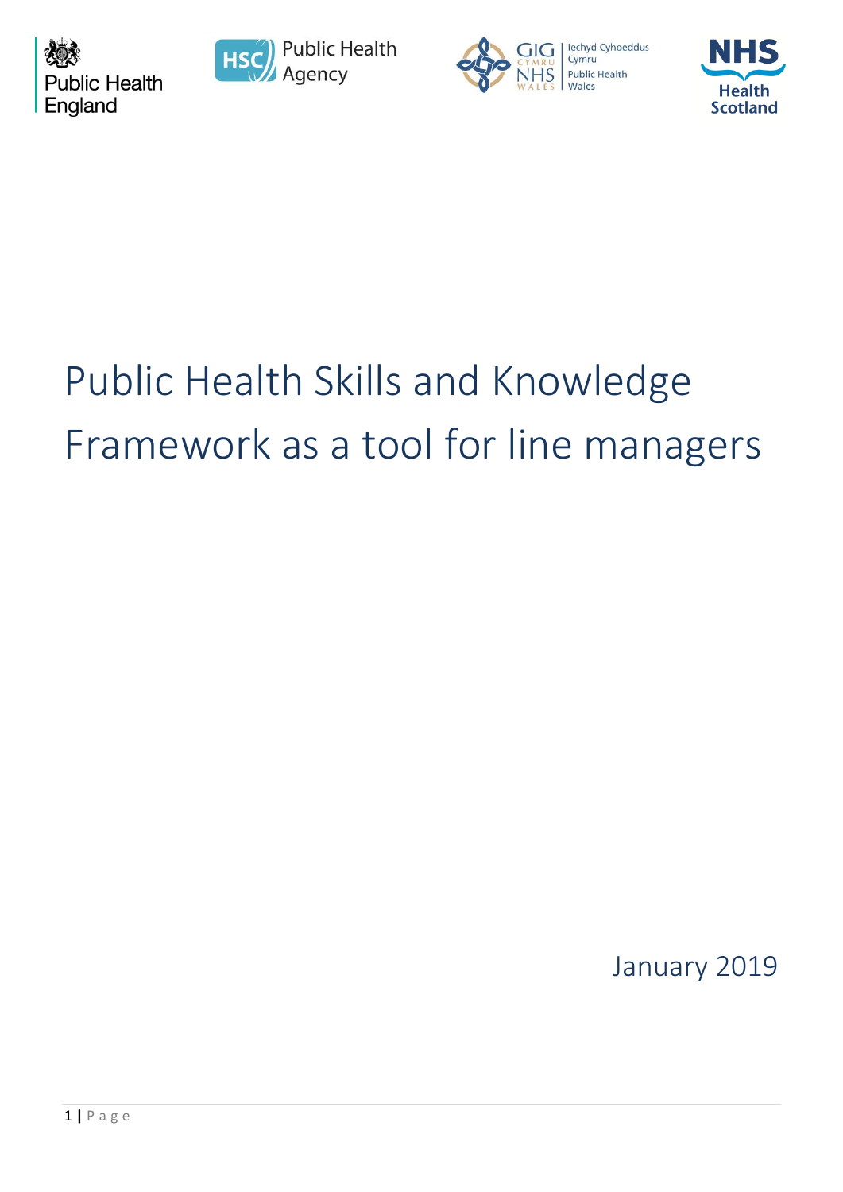Public Health England

HSC Public Health Agency

GIG CYMRU NHS WALES Iechyd Cyhoeddus Cymru Public Health Wales

NHS Health Scotland

# Public Health Skills and Knowledge Framework as a tool for line managers

January 2019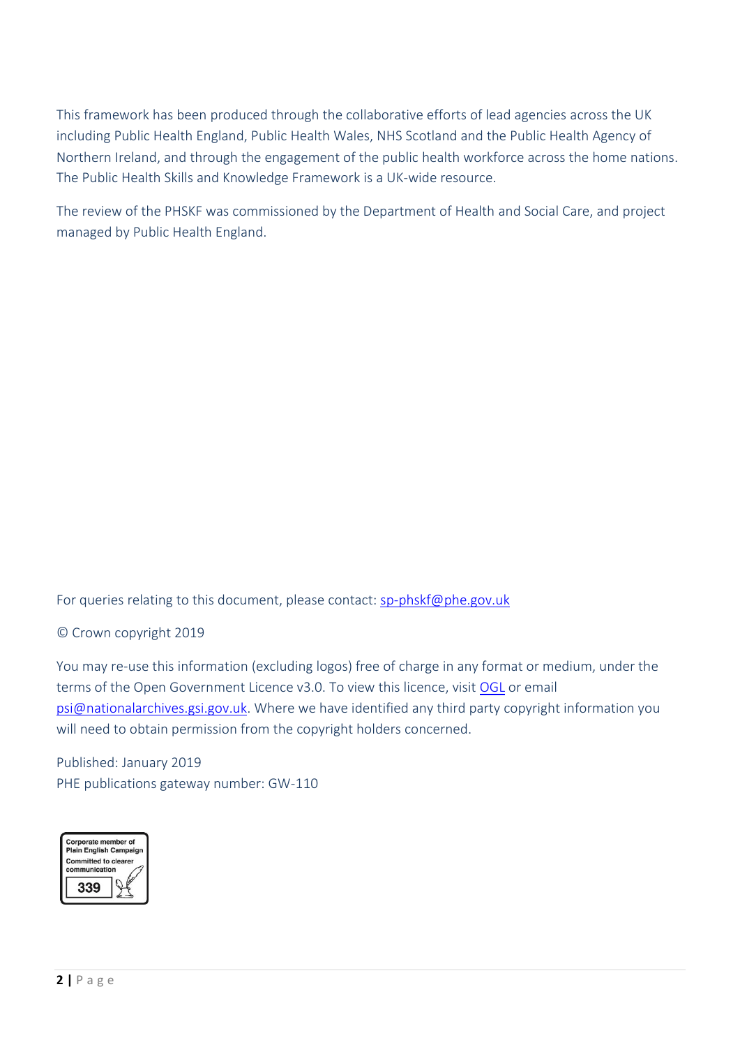This framework has been produced through the collaborative efforts of lead agencies across the UK including Public Health England, Public Health Wales, NHS Scotland and the Public Health Agency of Northern Ireland, and through the engagement of the public health workforce across the home nations. The Public Health Skills and Knowledge Framework is a UK-wide resource.

The review of the PHSKF was commissioned by the Department of Health and Social Care, and project managed by Public Health England.

For queries relating to this document, please contact: sp-phskf@phe.gov.uk

© Crown copyright 2019

You may re-use this information (excluding logos) free of charge in any format or medium, under the terms of the Open Government Licence v3.0. To view this licence, visit OGL or email psi@nationalarchives.gsi.gov.uk. Where we have identified any third party copyright information you will need to obtain permission from the copyright holders concerned.

Published: January 2019
PHE publications gateway number: GW-110

Corporate member of Plain English Campaign
Committed to clearer communication
339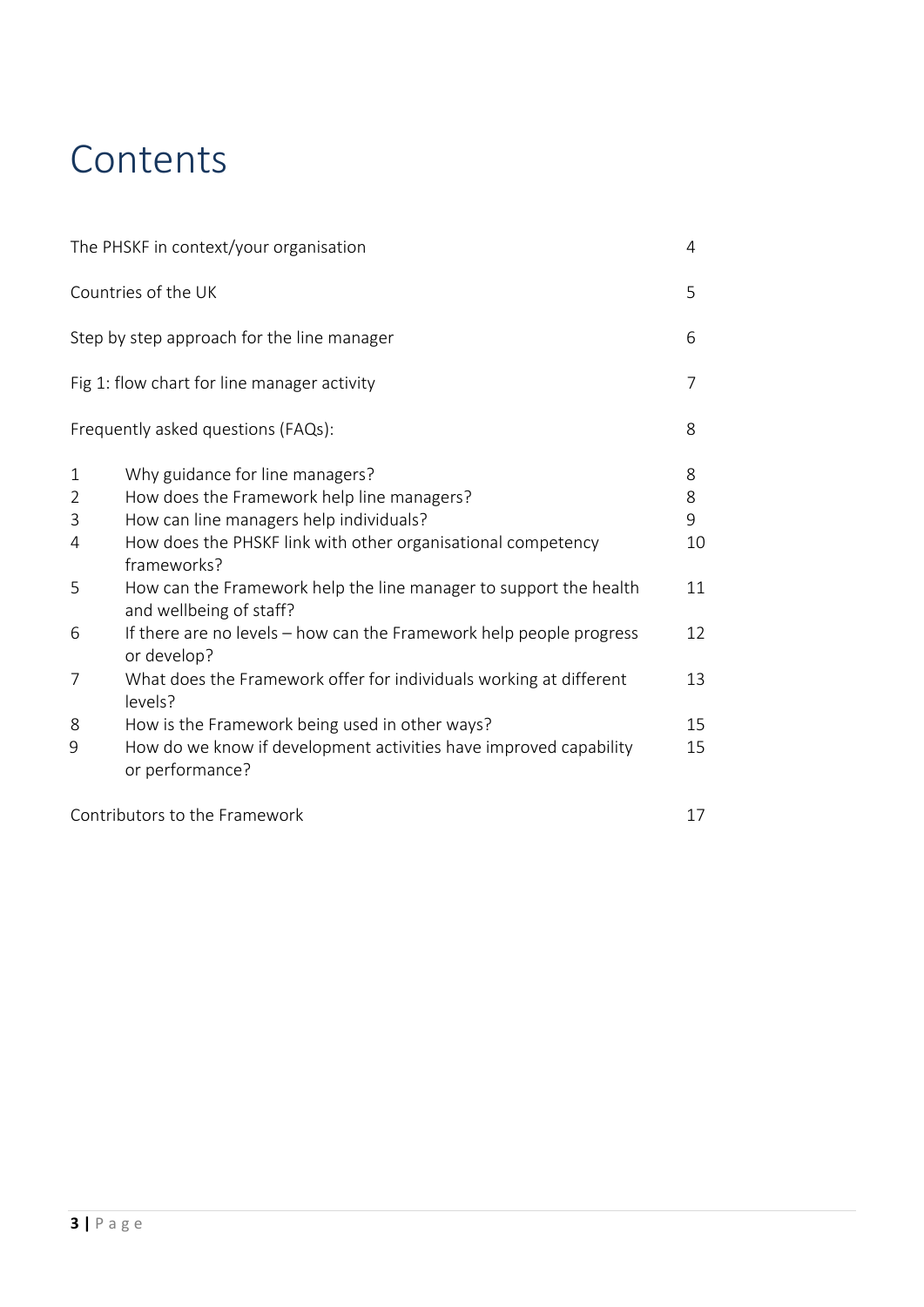# Contents

| | | |
|---|---|---|
| The PHSKF in context/your organisation | | 4 |
| Countries of the UK | | 5 |
| Step by step approach for the line manager | | 6 |
| Fig 1: flow chart for line manager activity | | 7 |
| Frequently asked questions (FAQs): | | 8 |
| 1 | Why guidance for line managers? | 8 |
| 2 | How does the Framework help line managers? | 8 |
| 3 | How can line managers help individuals? | 9 |
| 4 | How does the PHSKF link with other organisational competency frameworks? | 10 |
| 5 | How can the Framework help the line manager to support the health and wellbeing of staff? | 11 |
| 6 | If there are no levels – how can the Framework help people progress or develop? | 12 |
| 7 | What does the Framework offer for individuals working at different levels? | 13 |
| 8 | How is the Framework being used in other ways? | 15 |
| 9 | How do we know if development activities have improved capability or performance? | 15 |
| Contributors to the Framework | | 17 |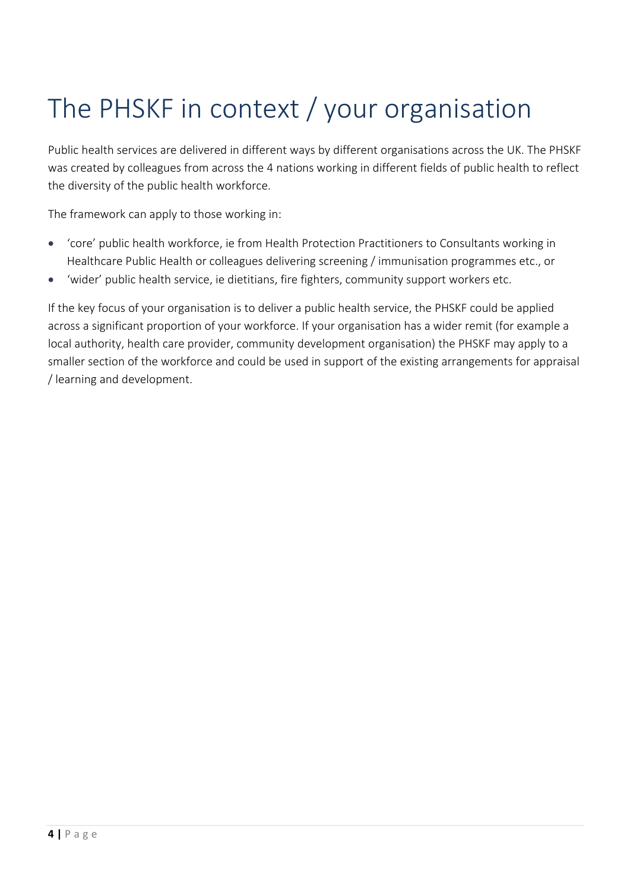# The PHSKF in context / your organisation

Public health services are delivered in different ways by different organisations across the UK. The PHSKF was created by colleagues from across the 4 nations working in different fields of public health to reflect the diversity of the public health workforce.

The framework can apply to those working in:

- 'core' public health workforce, ie from Health Protection Practitioners to Consultants working in Healthcare Public Health or colleagues delivering screening / immunisation programmes etc., or
- 'wider' public health service, ie dietitians, fire fighters, community support workers etc.

If the key focus of your organisation is to deliver a public health service, the PHSKF could be applied across a significant proportion of your workforce. If your organisation has a wider remit (for example a local authority, health care provider, community development organisation) the PHSKF may apply to a smaller section of the workforce and could be used in support of the existing arrangements for appraisal / learning and development.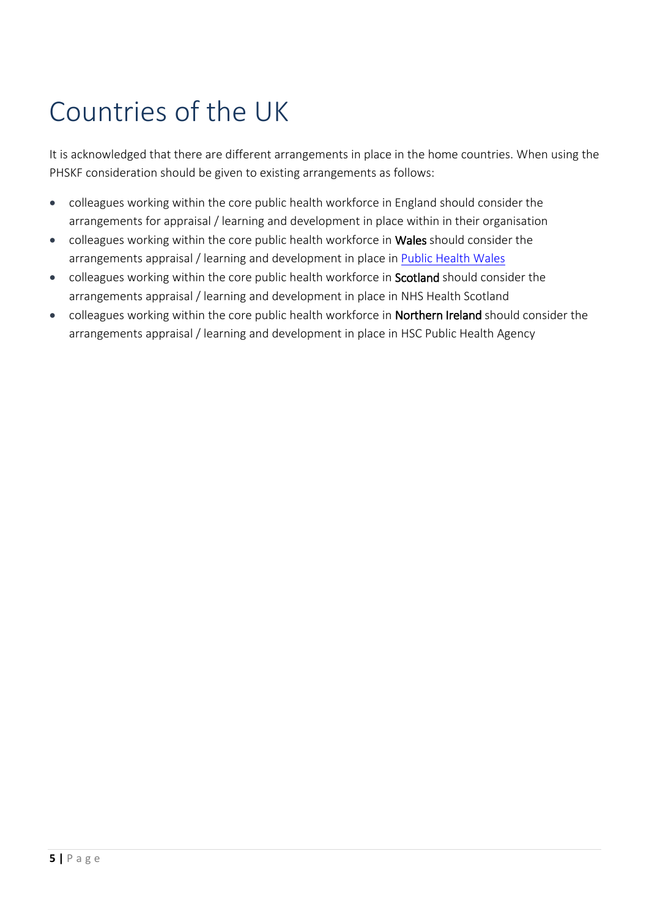# Countries of the UK

It is acknowledged that there are different arrangements in place in the home countries. When using the PHSKF consideration should be given to existing arrangements as follows:

- colleagues working within the core public health workforce in England should consider the arrangements for appraisal / learning and development in place within in their organisation
- colleagues working within the core public health workforce in **Wales** should consider the arrangements appraisal / learning and development in place in Public Health Wales
- colleagues working within the core public health workforce in **Scotland** should consider the arrangements appraisal / learning and development in place in NHS Health Scotland
- colleagues working within the core public health workforce in **Northern Ireland** should consider the arrangements appraisal / learning and development in place in HSC Public Health Agency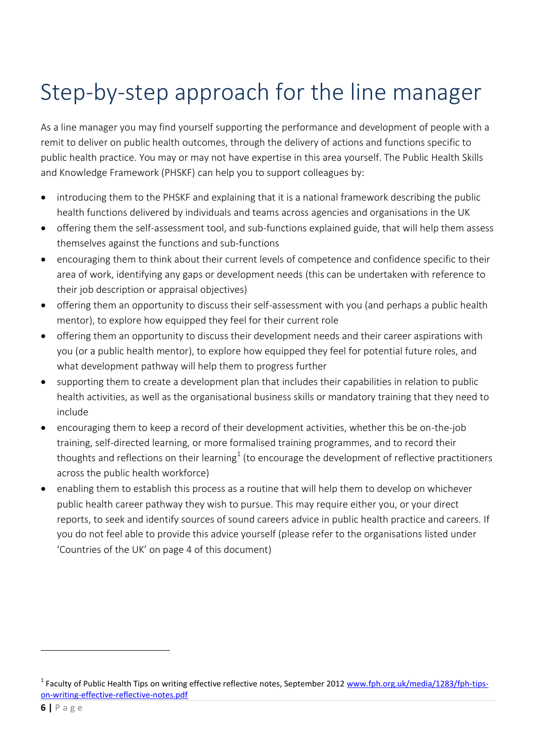# Step-by-step approach for the line manager

As a line manager you may find yourself supporting the performance and development of people with a remit to deliver on public health outcomes, through the delivery of actions and functions specific to public health practice. You may or may not have expertise in this area yourself. The Public Health Skills and Knowledge Framework (PHSKF) can help you to support colleagues by:

- introducing them to the PHSKF and explaining that it is a national framework describing the public health functions delivered by individuals and teams across agencies and organisations in the UK
- offering them the self-assessment tool, and sub-functions explained guide, that will help them assess themselves against the functions and sub-functions
- encouraging them to think about their current levels of competence and confidence specific to their area of work, identifying any gaps or development needs (this can be undertaken with reference to their job description or appraisal objectives)
- offering them an opportunity to discuss their self-assessment with you (and perhaps a public health mentor), to explore how equipped they feel for their current role
- offering them an opportunity to discuss their development needs and their career aspirations with you (or a public health mentor), to explore how equipped they feel for potential future roles, and what development pathway will help them to progress further
- supporting them to create a development plan that includes their capabilities in relation to public health activities, as well as the organisational business skills or mandatory training that they need to include
- encouraging them to keep a record of their development activities, whether this be on-the-job training, self-directed learning, or more formalised training programmes, and to record their thoughts and reflections on their learning[1] (to encourage the development of reflective practitioners across the public health workforce)
- enabling them to establish this process as a routine that will help them to develop on whichever public health career pathway they wish to pursue. This may require either you, or your direct reports, to seek and identify sources of sound careers advice in public health practice and careers. If you do not feel able to provide this advice yourself (please refer to the organisations listed under 'Countries of the UK' on page 4 of this document)

---

[1] Faculty of Public Health Tips on writing effective reflective notes, September 2012 www.fph.org.uk/media/1283/fph-tips-on-writing-effective-reflective-notes.pdf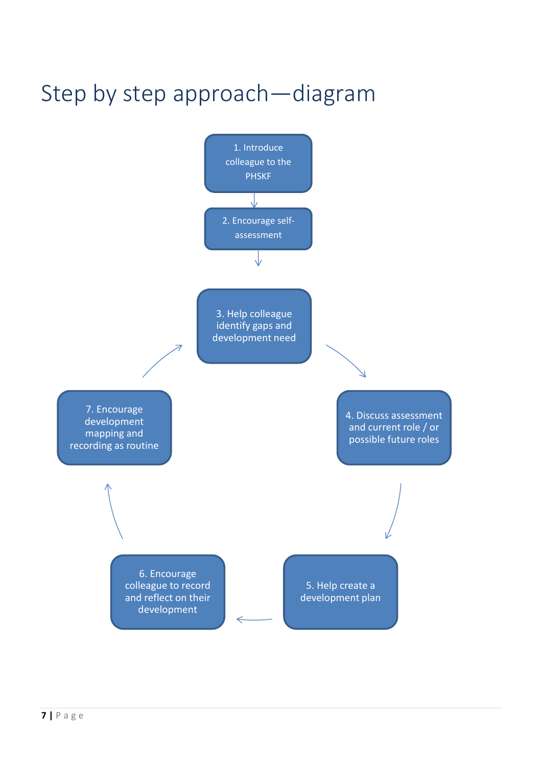# Step by step approach—diagram

1. Introduce colleague to the PHSKF

2. Encourage self-assessment

3. Help colleague identify gaps and development need

4. Discuss assessment and current role / or possible future roles

5. Help create a development plan

6. Encourage colleague to record and reflect on their development

7. Encourage development mapping and recording as routine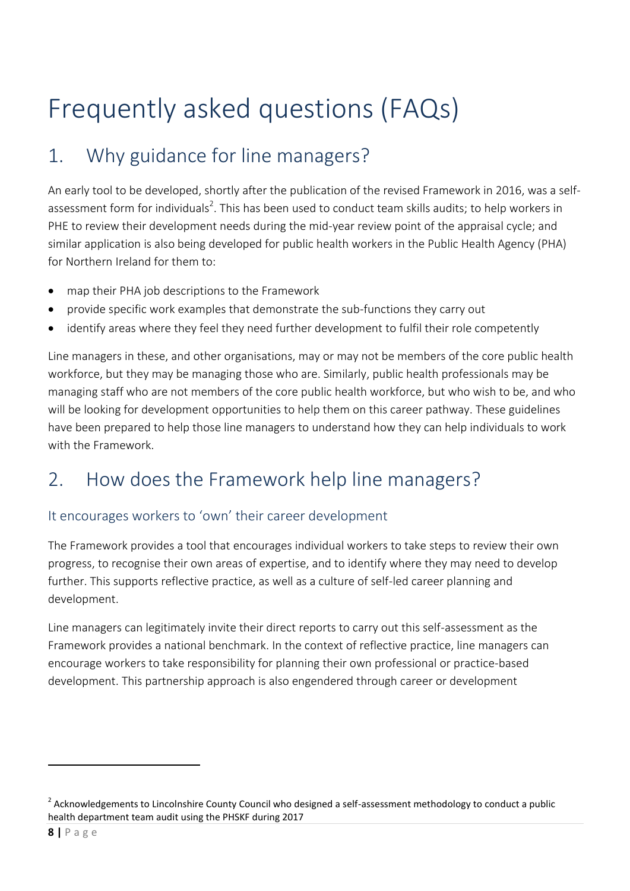# Frequently asked questions (FAQs)

## 1. Why guidance for line managers?

An early tool to be developed, shortly after the publication of the revised Framework in 2016, was a self-assessment form for individuals[2]. This has been used to conduct team skills audits; to help workers in PHE to review their development needs during the mid-year review point of the appraisal cycle; and similar application is also being developed for public health workers in the Public Health Agency (PHA) for Northern Ireland for them to:

- map their PHA job descriptions to the Framework
- provide specific work examples that demonstrate the sub-functions they carry out
- identify areas where they feel they need further development to fulfil their role competently

Line managers in these, and other organisations, may or may not be members of the core public health workforce, but they may be managing those who are. Similarly, public health professionals may be managing staff who are not members of the core public health workforce, but who wish to be, and who will be looking for development opportunities to help them on this career pathway. These guidelines have been prepared to help those line managers to understand how they can help individuals to work with the Framework.

## 2. How does the Framework help line managers?

### It encourages workers to 'own' their career development

The Framework provides a tool that encourages individual workers to take steps to review their own progress, to recognise their own areas of expertise, and to identify where they may need to develop further. This supports reflective practice, as well as a culture of self-led career planning and development.

Line managers can legitimately invite their direct reports to carry out this self-assessment as the Framework provides a national benchmark. In the context of reflective practice, line managers can encourage workers to take responsibility for planning their own professional or practice-based development. This partnership approach is also engendered through career or development

[2] Acknowledgements to Lincolnshire County Council who designed a self-assessment methodology to conduct a public health department team audit using the PHSKF during 2017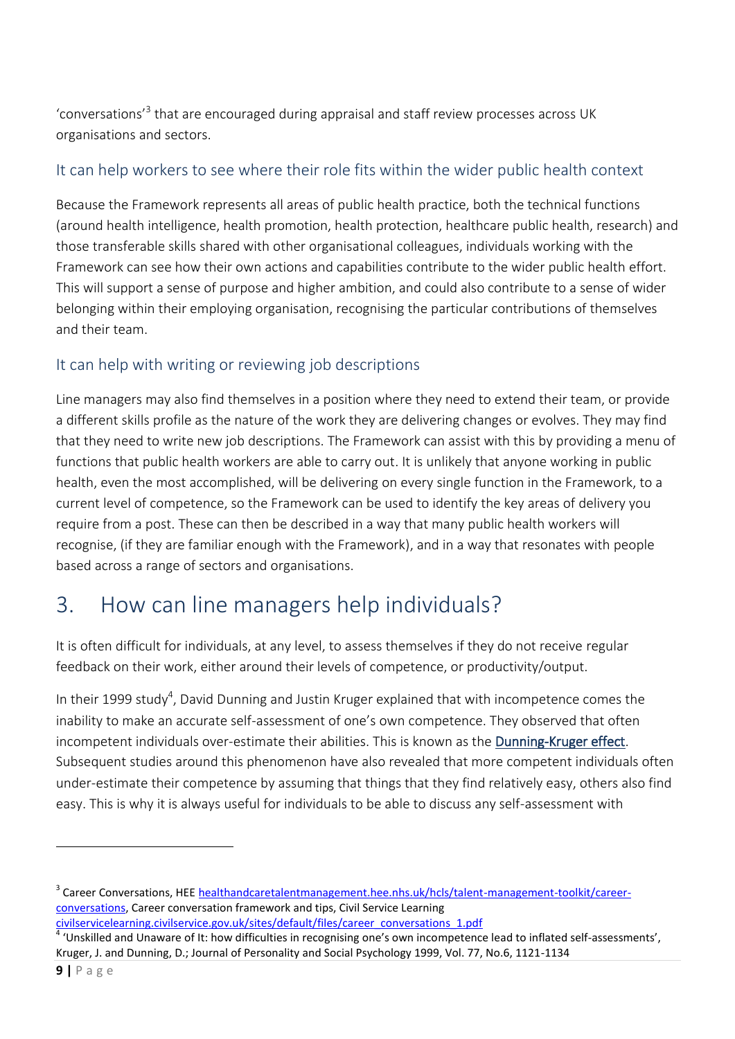'conversations'[3] that are encouraged during appraisal and staff review processes across UK organisations and sectors.

### It can help workers to see where their role fits within the wider public health context

Because the Framework represents all areas of public health practice, both the technical functions (around health intelligence, health promotion, health protection, healthcare public health, research) and those transferable skills shared with other organisational colleagues, individuals working with the Framework can see how their own actions and capabilities contribute to the wider public health effort. This will support a sense of purpose and higher ambition, and could also contribute to a sense of wider belonging within their employing organisation, recognising the particular contributions of themselves and their team.

### It can help with writing or reviewing job descriptions

Line managers may also find themselves in a position where they need to extend their team, or provide a different skills profile as the nature of the work they are delivering changes or evolves. They may find that they need to write new job descriptions. The Framework can assist with this by providing a menu of functions that public health workers are able to carry out. It is unlikely that anyone working in public health, even the most accomplished, will be delivering on every single function in the Framework, to a current level of competence, so the Framework can be used to identify the key areas of delivery you require from a post. These can then be described in a way that many public health workers will recognise, (if they are familiar enough with the Framework), and in a way that resonates with people based across a range of sectors and organisations.

## 3. How can line managers help individuals?

It is often difficult for individuals, at any level, to assess themselves if they do not receive regular feedback on their work, either around their levels of competence, or productivity/output.

In their 1999 study[4], David Dunning and Justin Kruger explained that with incompetence comes the inability to make an accurate self-assessment of one's own competence. They observed that often incompetent individuals over-estimate their abilities. This is known as the Dunning-Kruger effect. Subsequent studies around this phenomenon have also revealed that more competent individuals often under-estimate their competence by assuming that things that they find relatively easy, others also find easy. This is why it is always useful for individuals to be able to discuss any self-assessment with

---

[3] Career Conversations, HEE healthandcaretalentmanagement.hee.nhs.uk/hcls/talent-management-toolkit/career-conversations, Career conversation framework and tips, Civil Service Learning civilservicelearning.civilservice.gov.uk/sites/default/files/career_conversations_1.pdf

[4] 'Unskilled and Unaware of It: how difficulties in recognising one's own incompetence lead to inflated self-assessments', Kruger, J. and Dunning, D.; Journal of Personality and Social Psychology 1999, Vol. 77, No.6, 1121-1134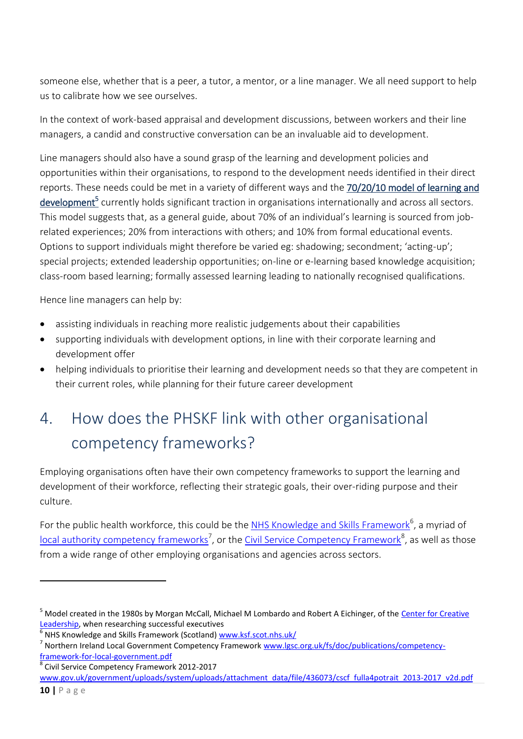someone else, whether that is a peer, a tutor, a mentor, or a line manager. We all need support to help us to calibrate how we see ourselves.

In the context of work-based appraisal and development discussions, between workers and their line managers, a candid and constructive conversation can be an invaluable aid to development.

Line managers should also have a sound grasp of the learning and development policies and opportunities within their organisations, to respond to the development needs identified in their direct reports. These needs could be met in a variety of different ways and the **70/20/10 model of learning and development**[5] currently holds significant traction in organisations internationally and across all sectors. This model suggests that, as a general guide, about 70% of an individual's learning is sourced from job-related experiences; 20% from interactions with others; and 10% from formal educational events. Options to support individuals might therefore be varied eg: shadowing; secondment; 'acting-up'; special projects; extended leadership opportunities; on-line or e-learning based knowledge acquisition; class-room based learning; formally assessed learning leading to nationally recognised qualifications.

Hence line managers can help by:

- assisting individuals in reaching more realistic judgements about their capabilities
- supporting individuals with development options, in line with their corporate learning and development offer
- helping individuals to prioritise their learning and development needs so that they are competent in their current roles, while planning for their future career development

## 4. How does the PHSKF link with other organisational competency frameworks?

Employing organisations often have their own competency frameworks to support the learning and development of their workforce, reflecting their strategic goals, their over-riding purpose and their culture.

For the public health workforce, this could be the NHS Knowledge and Skills Framework[6], a myriad of local authority competency frameworks[7], or the Civil Service Competency Framework[8], as well as those from a wide range of other employing organisations and agencies across sectors.

---

[5] Model created in the 1980s by Morgan McCall, Michael M Lombardo and Robert A Eichinger, of the Center for Creative Leadership, when researching successful executives

[6] NHS Knowledge and Skills Framework (Scotland) www.ksf.scot.nhs.uk/

[7] Northern Ireland Local Government Competency Framework www.lgsc.org.uk/fs/doc/publications/competency-framework-for-local-government.pdf

[8] Civil Service Competency Framework 2012-2017 www.gov.uk/government/uploads/system/uploads/attachment_data/file/436073/cscf_fulla4potrait_2013-2017_v2d.pdf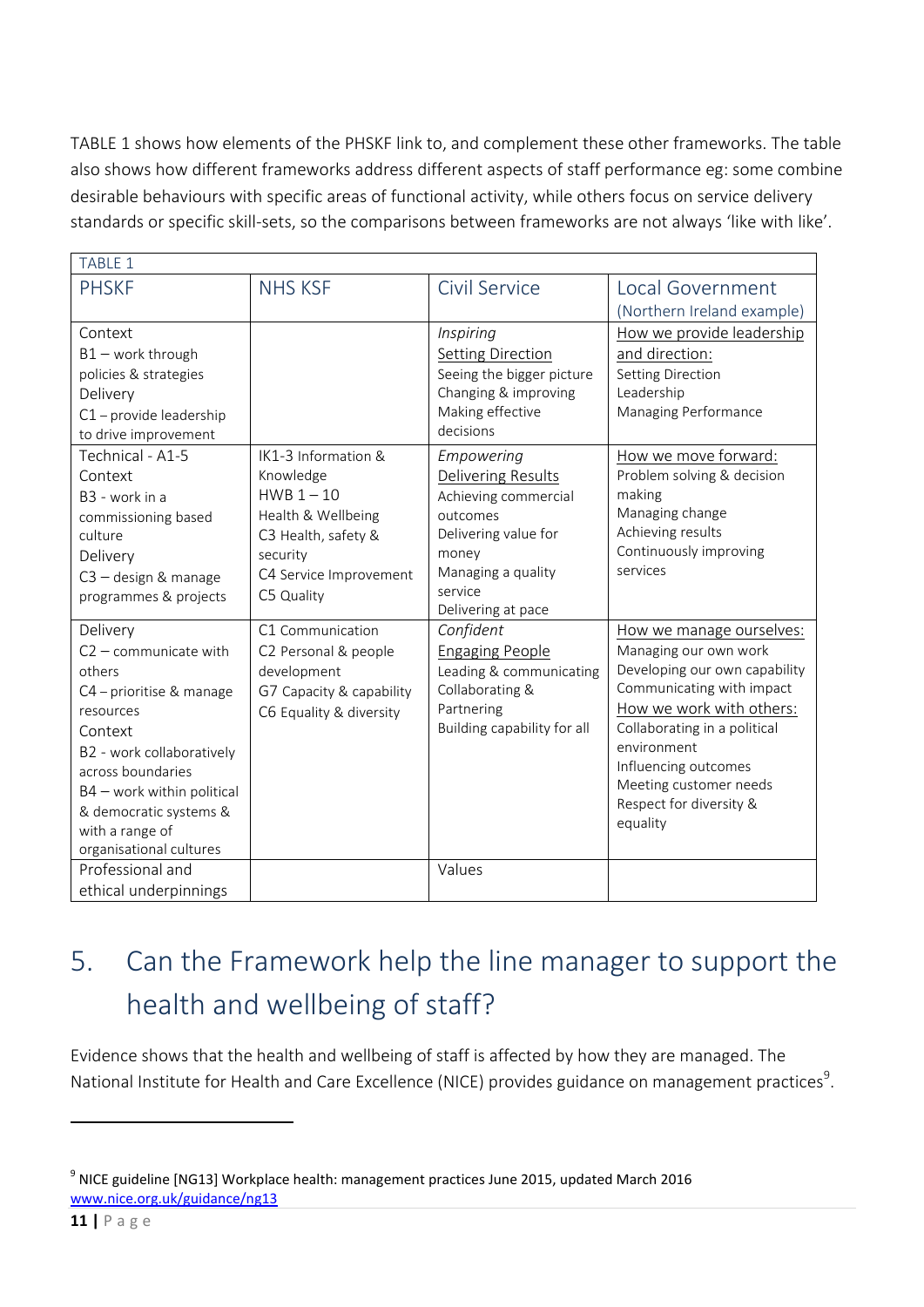TABLE 1 shows how elements of the PHSKF link to, and complement these other frameworks. The table also shows how different frameworks address different aspects of staff performance eg: some combine desirable behaviours with specific areas of functional activity, while others focus on service delivery standards or specific skill-sets, so the comparisons between frameworks are not always 'like with like'.

TABLE 1

| PHSKF | NHS KSF | Civil Service | Local Government (Northern Ireland example) |
|---|---|---|---|
| Context<br>B1 – work through policies & strategies<br>Delivery<br>C1 – provide leadership to drive improvement | | *Inspiring*<br>Setting Direction<br>Seeing the bigger picture<br>Changing & improving<br>Making effective decisions | How we provide leadership and direction:<br>Setting Direction<br>Leadership<br>Managing Performance |
| Technical - A1-5<br>Context<br>B3 - work in a commissioning based culture<br>Delivery<br>C3 – design & manage programmes & projects | IK1-3 Information & Knowledge<br>HWB 1 – 10<br>Health & Wellbeing<br>C3 Health, safety & security<br>C4 Service Improvement<br>C5 Quality | *Empowering*<br>Delivering Results<br>Achieving commercial outcomes<br>Delivering value for money<br>Managing a quality service<br>Delivering at pace | How we move forward:<br>Problem solving & decision making<br>Managing change<br>Achieving results<br>Continuously improving services |
| Delivery<br>C2 – communicate with others<br>C4 – prioritise & manage resources<br>Context<br>B2 - work collaboratively across boundaries<br>B4 – work within political & democratic systems & with a range of organisational cultures | C1 Communication<br>C2 Personal & people development<br>G7 Capacity & capability<br>C6 Equality & diversity | *Confident*<br>Engaging People<br>Leading & communicating<br>Collaborating & Partnering<br>Building capability for all | How we manage ourselves:<br>Managing our own work<br>Developing our own capability<br>Communicating with impact<br>How we work with others:<br>Collaborating in a political environment<br>Influencing outcomes<br>Meeting customer needs<br>Respect for diversity & equality |
| Professional and ethical underpinnings | | Values | |

# 5. Can the Framework help the line manager to support the health and wellbeing of staff?

Evidence shows that the health and wellbeing of staff is affected by how they are managed. The National Institute for Health and Care Excellence (NICE) provides guidance on management practices[9].

---

[9] NICE guideline [NG13] Workplace health: management practices June 2015, updated March 2016 www.nice.org.uk/guidance/ng13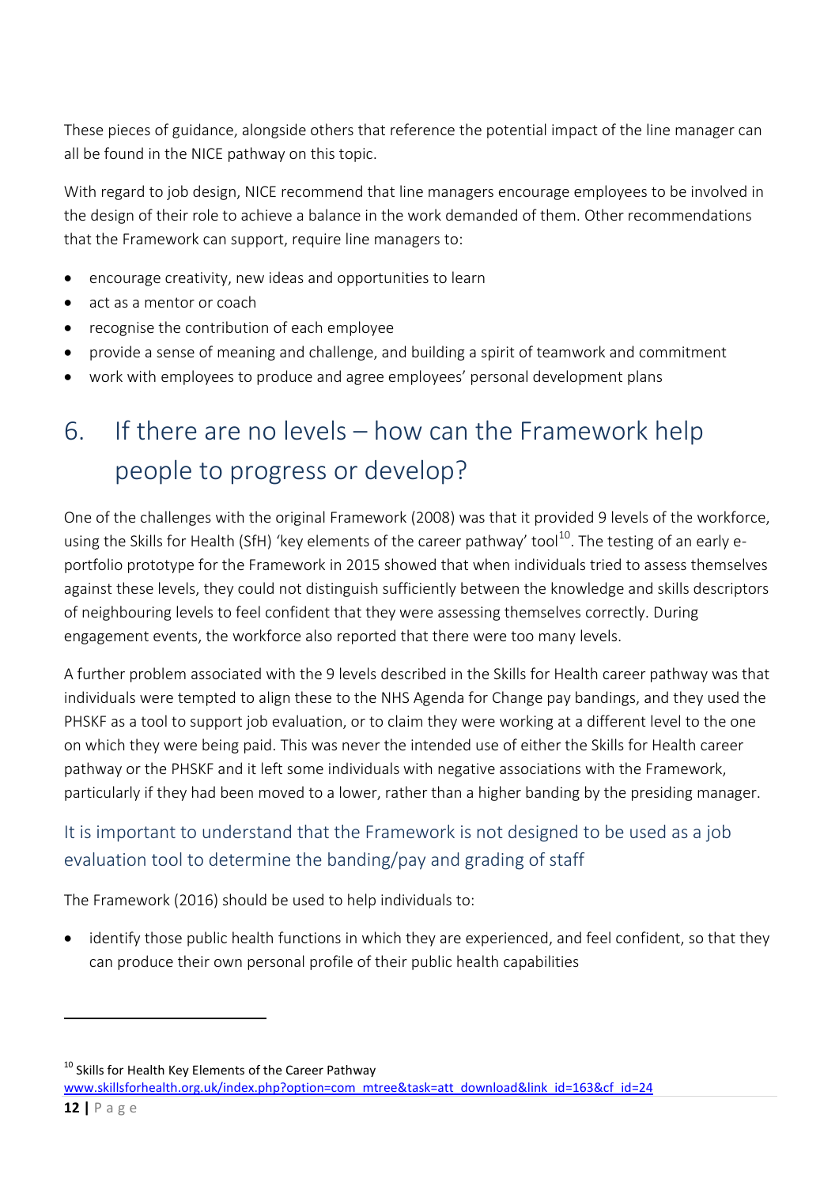These pieces of guidance, alongside others that reference the potential impact of the line manager can all be found in the NICE pathway on this topic.

With regard to job design, NICE recommend that line managers encourage employees to be involved in the design of their role to achieve a balance in the work demanded of them. Other recommendations that the Framework can support, require line managers to:

- encourage creativity, new ideas and opportunities to learn
- act as a mentor or coach
- recognise the contribution of each employee
- provide a sense of meaning and challenge, and building a spirit of teamwork and commitment
- work with employees to produce and agree employees' personal development plans

# 6. If there are no levels – how can the Framework help people to progress or develop?

One of the challenges with the original Framework (2008) was that it provided 9 levels of the workforce, using the Skills for Health (SfH) 'key elements of the career pathway' tool[10]. The testing of an early e-portfolio prototype for the Framework in 2015 showed that when individuals tried to assess themselves against these levels, they could not distinguish sufficiently between the knowledge and skills descriptors of neighbouring levels to feel confident that they were assessing themselves correctly. During engagement events, the workforce also reported that there were too many levels.

A further problem associated with the 9 levels described in the Skills for Health career pathway was that individuals were tempted to align these to the NHS Agenda for Change pay bandings, and they used the PHSKF as a tool to support job evaluation, or to claim they were working at a different level to the one on which they were being paid. This was never the intended use of either the Skills for Health career pathway or the PHSKF and it left some individuals with negative associations with the Framework, particularly if they had been moved to a lower, rather than a higher banding by the presiding manager.

## It is important to understand that the Framework is not designed to be used as a job evaluation tool to determine the banding/pay and grading of staff

The Framework (2016) should be used to help individuals to:

- identify those public health functions in which they are experienced, and feel confident, so that they can produce their own personal profile of their public health capabilities

---

[10] Skills for Health Key Elements of the Career Pathway
www.skillsforhealth.org.uk/index.php?option=com_mtree&task=att_download&link_id=163&cf_id=24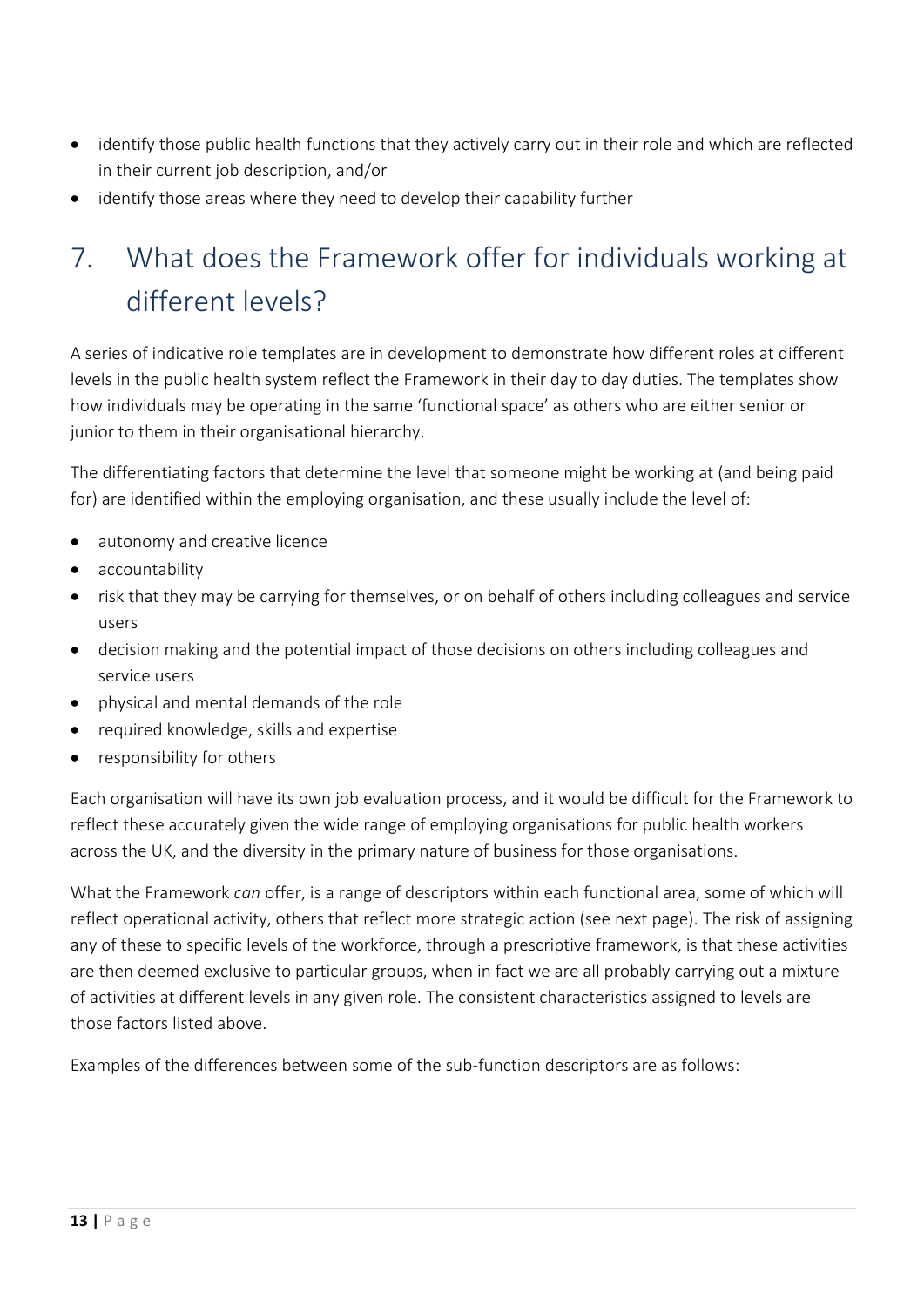- identify those public health functions that they actively carry out in their role and which are reflected in their current job description, and/or
- identify those areas where they need to develop their capability further

# 7. What does the Framework offer for individuals working at different levels?

A series of indicative role templates are in development to demonstrate how different roles at different levels in the public health system reflect the Framework in their day to day duties. The templates show how individuals may be operating in the same 'functional space' as others who are either senior or junior to them in their organisational hierarchy.

The differentiating factors that determine the level that someone might be working at (and being paid for) are identified within the employing organisation, and these usually include the level of:

- autonomy and creative licence
- accountability
- risk that they may be carrying for themselves, or on behalf of others including colleagues and service users
- decision making and the potential impact of those decisions on others including colleagues and service users
- physical and mental demands of the role
- required knowledge, skills and expertise
- responsibility for others

Each organisation will have its own job evaluation process, and it would be difficult for the Framework to reflect these accurately given the wide range of employing organisations for public health workers across the UK, and the diversity in the primary nature of business for those organisations.

What the Framework *can* offer, is a range of descriptors within each functional area, some of which will reflect operational activity, others that reflect more strategic action (see next page). The risk of assigning any of these to specific levels of the workforce, through a prescriptive framework, is that these activities are then deemed exclusive to particular groups, when in fact we are all probably carrying out a mixture of activities at different levels in any given role. The consistent characteristics assigned to levels are those factors listed above.

Examples of the differences between some of the sub-function descriptors are as follows: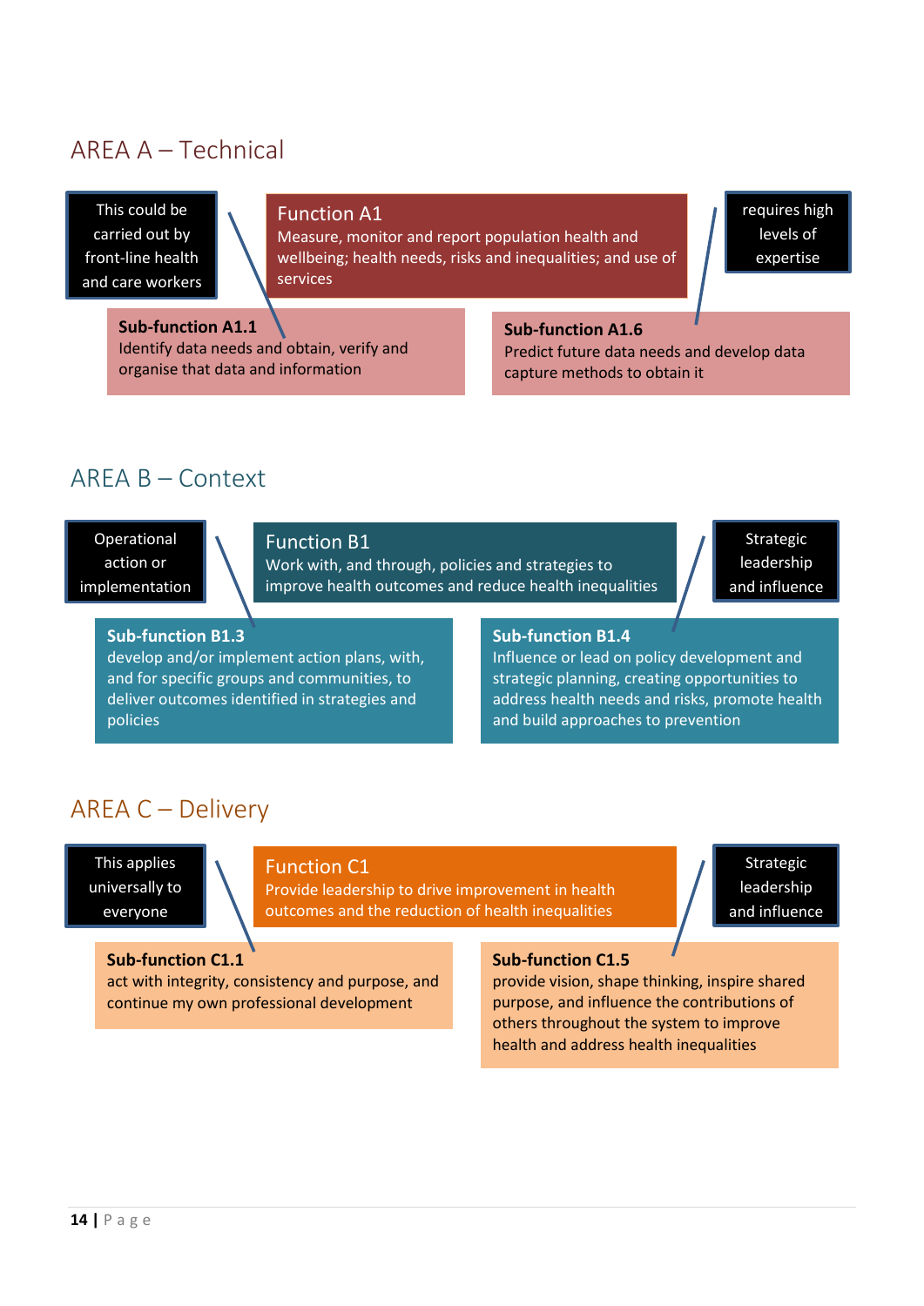## AREA A – Technical

This could be carried out by front-line health and care workers

**Function A1**
Measure, monitor and report population health and wellbeing; health needs, risks and inequalities; and use of services

requires high levels of expertise

**Sub-function A1.1**
Identify data needs and obtain, verify and organise that data and information

**Sub-function A1.6**
Predict future data needs and develop data capture methods to obtain it

## AREA B – Context

Operational action or implementation

**Function B1**
Work with, and through, policies and strategies to improve health outcomes and reduce health inequalities

Strategic leadership and influence

**Sub-function B1.3**
develop and/or implement action plans, with, and for specific groups and communities, to deliver outcomes identified in strategies and policies

**Sub-function B1.4**
Influence or lead on policy development and strategic planning, creating opportunities to address health needs and risks, promote health and build approaches to prevention

## AREA C – Delivery

This applies universally to everyone

**Function C1**
Provide leadership to drive improvement in health outcomes and the reduction of health inequalities

Strategic leadership and influence

**Sub-function C1.1**
act with integrity, consistency and purpose, and continue my own professional development

**Sub-function C1.5**
provide vision, shape thinking, inspire shared purpose, and influence the contributions of others throughout the system to improve health and address health inequalities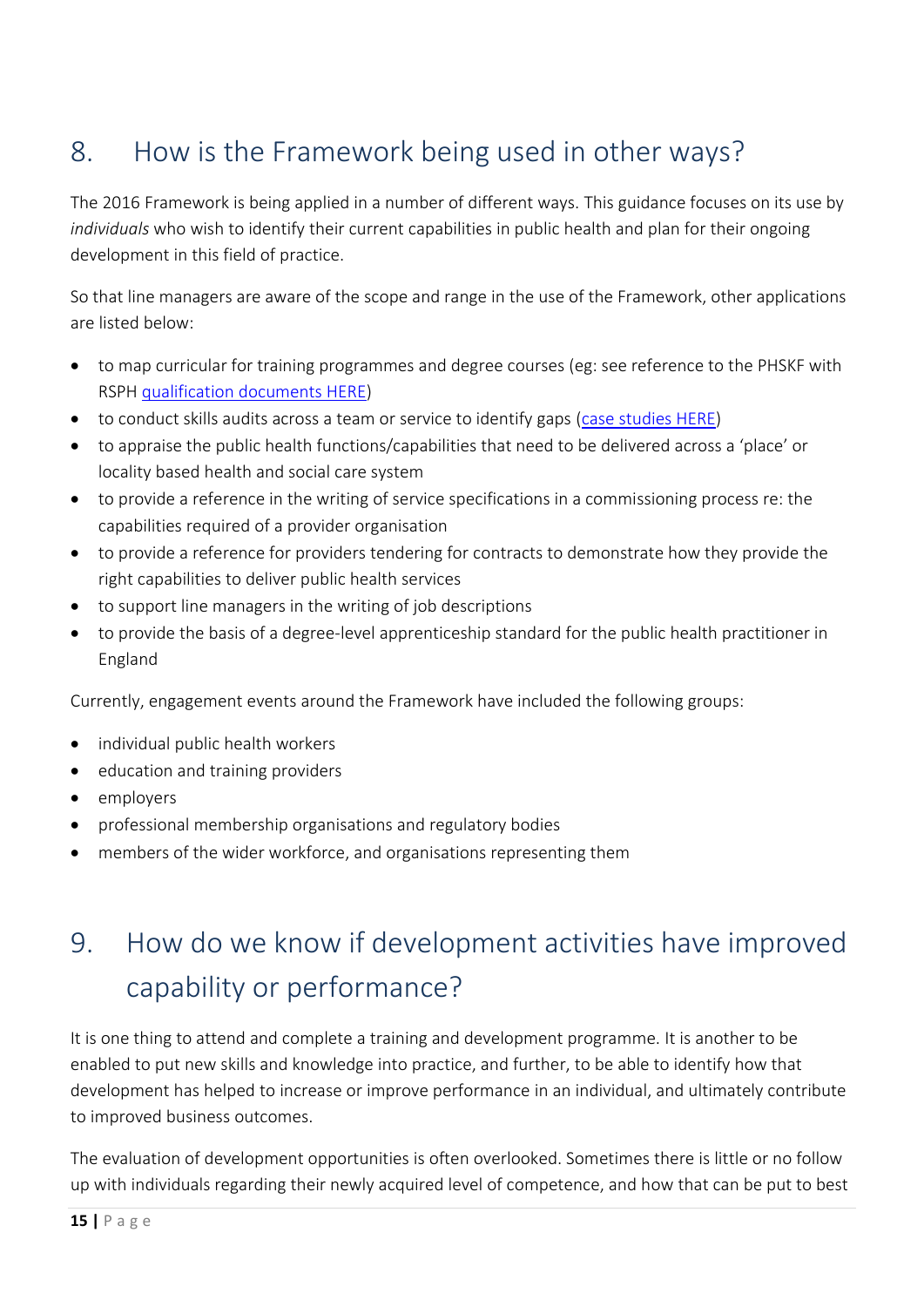## 8. How is the Framework being used in other ways?

The 2016 Framework is being applied in a number of different ways. This guidance focuses on its use by *individuals* who wish to identify their current capabilities in public health and plan for their ongoing development in this field of practice.

So that line managers are aware of the scope and range in the use of the Framework, other applications are listed below:

- to map curricular for training programmes and degree courses (eg: see reference to the PHSKF with RSPH qualification documents HERE)
- to conduct skills audits across a team or service to identify gaps (case studies HERE)
- to appraise the public health functions/capabilities that need to be delivered across a 'place' or locality based health and social care system
- to provide a reference in the writing of service specifications in a commissioning process re: the capabilities required of a provider organisation
- to provide a reference for providers tendering for contracts to demonstrate how they provide the right capabilities to deliver public health services
- to support line managers in the writing of job descriptions
- to provide the basis of a degree-level apprenticeship standard for the public health practitioner in England

Currently, engagement events around the Framework have included the following groups:

- individual public health workers
- education and training providers
- employers
- professional membership organisations and regulatory bodies
- members of the wider workforce, and organisations representing them

## 9. How do we know if development activities have improved capability or performance?

It is one thing to attend and complete a training and development programme. It is another to be enabled to put new skills and knowledge into practice, and further, to be able to identify how that development has helped to increase or improve performance in an individual, and ultimately contribute to improved business outcomes.

The evaluation of development opportunities is often overlooked. Sometimes there is little or no follow up with individuals regarding their newly acquired level of competence, and how that can be put to best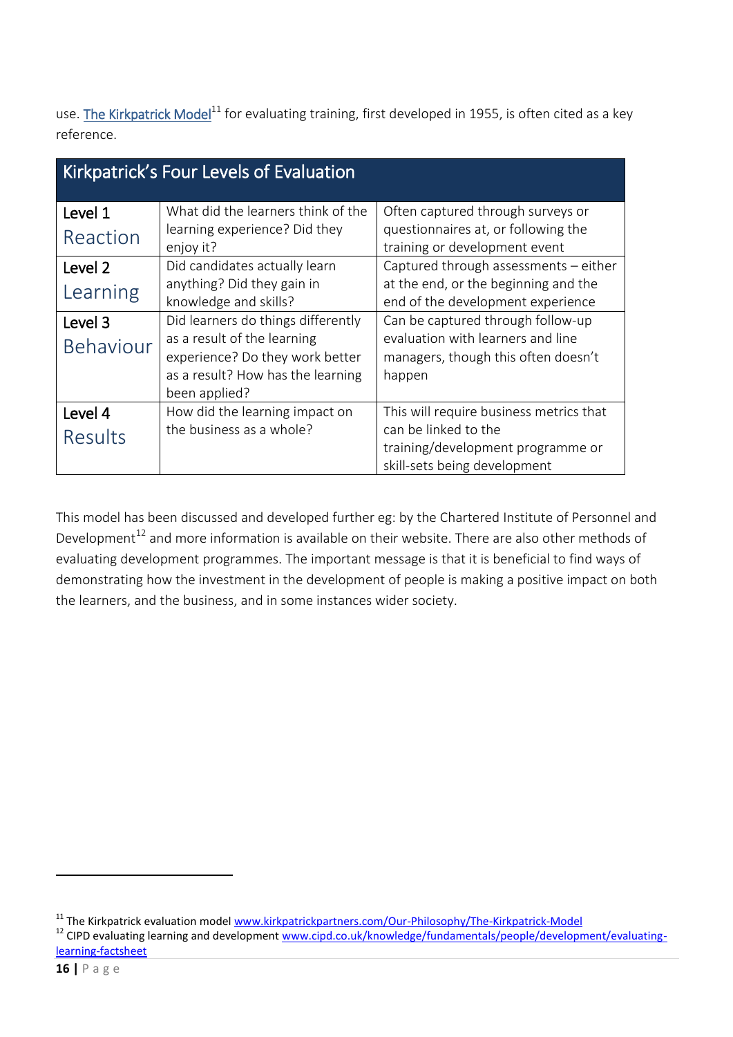use. The Kirkpatrick Model[11] for evaluating training, first developed in 1955, is often cited as a key reference.

| Kirkpatrick's Four Levels of Evaluation | | |
|---|---|---|
| Level 1 Reaction | What did the learners think of the learning experience? Did they enjoy it? | Often captured through surveys or questionnaires at, or following the training or development event |
| Level 2 Learning | Did candidates actually learn anything? Did they gain in knowledge and skills? | Captured through assessments – either at the end, or the beginning and the end of the development experience |
| Level 3 Behaviour | Did learners do things differently as a result of the learning experience? Do they work better as a result? How has the learning been applied? | Can be captured through follow-up evaluation with learners and line managers, though this often doesn't happen |
| Level 4 Results | How did the learning impact on the business as a whole? | This will require business metrics that can be linked to the training/development programme or skill-sets being development |

This model has been discussed and developed further eg: by the Chartered Institute of Personnel and Development[12] and more information is available on their website. There are also other methods of evaluating development programmes. The important message is that it is beneficial to find ways of demonstrating how the investment in the development of people is making a positive impact on both the learners, and the business, and in some instances wider society.

---

[11] The Kirkpatrick evaluation model www.kirkpatrickpartners.com/Our-Philosophy/The-Kirkpatrick-Model

[12] CIPD evaluating learning and development www.cipd.co.uk/knowledge/fundamentals/people/development/evaluating-learning-factsheet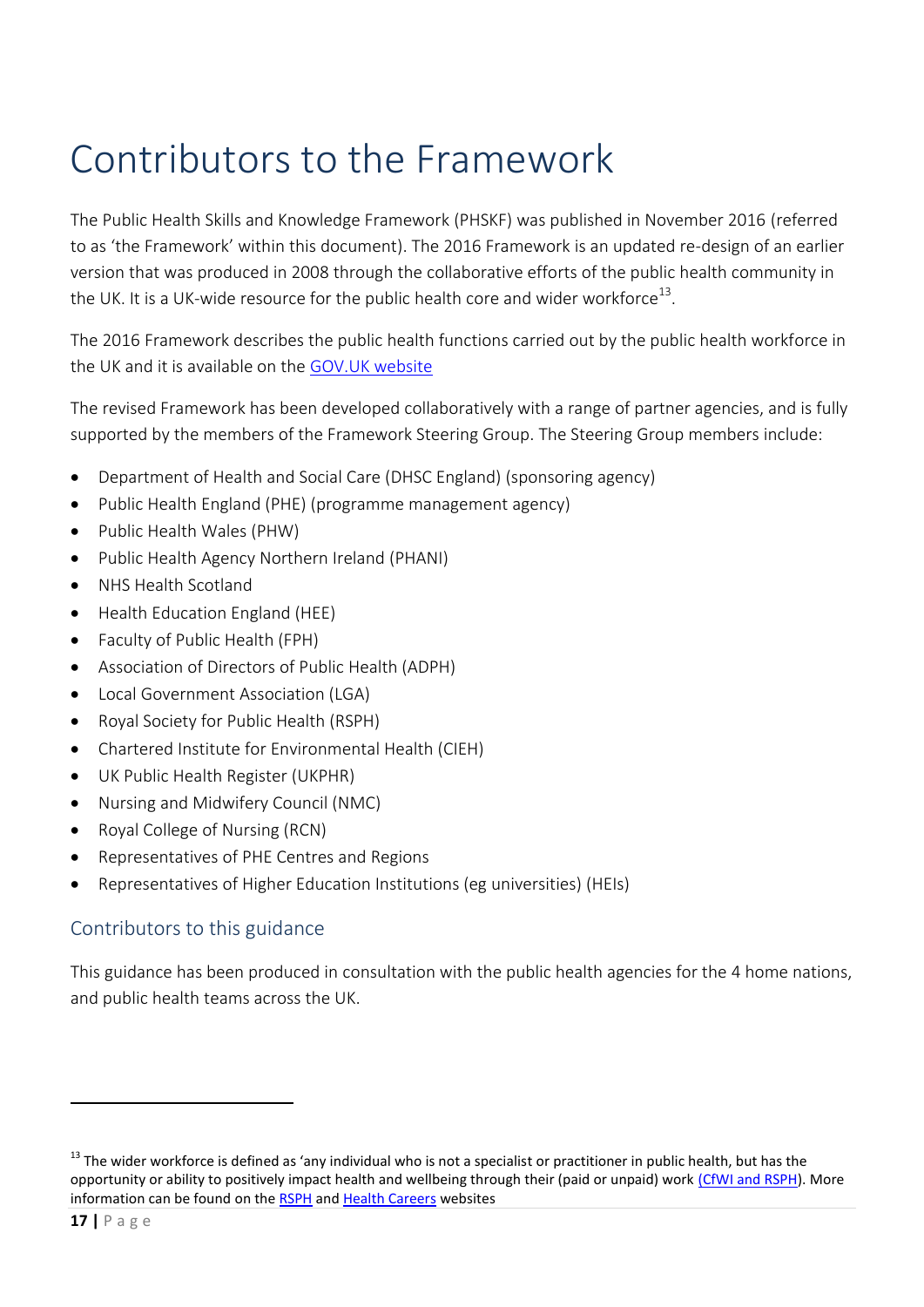# Contributors to the Framework

The Public Health Skills and Knowledge Framework (PHSKF) was published in November 2016 (referred to as 'the Framework' within this document). The 2016 Framework is an updated re-design of an earlier version that was produced in 2008 through the collaborative efforts of the public health community in the UK. It is a UK-wide resource for the public health core and wider workforce[13].

The 2016 Framework describes the public health functions carried out by the public health workforce in the UK and it is available on the GOV.UK website

The revised Framework has been developed collaboratively with a range of partner agencies, and is fully supported by the members of the Framework Steering Group. The Steering Group members include:

- Department of Health and Social Care (DHSC England) (sponsoring agency)
- Public Health England (PHE) (programme management agency)
- Public Health Wales (PHW)
- Public Health Agency Northern Ireland (PHANI)
- NHS Health Scotland
- Health Education England (HEE)
- Faculty of Public Health (FPH)
- Association of Directors of Public Health (ADPH)
- Local Government Association (LGA)
- Royal Society for Public Health (RSPH)
- Chartered Institute for Environmental Health (CIEH)
- UK Public Health Register (UKPHR)
- Nursing and Midwifery Council (NMC)
- Royal College of Nursing (RCN)
- Representatives of PHE Centres and Regions
- Representatives of Higher Education Institutions (eg universities) (HEIs)

## Contributors to this guidance

This guidance has been produced in consultation with the public health agencies for the 4 home nations, and public health teams across the UK.

[13] The wider workforce is defined as 'any individual who is not a specialist or practitioner in public health, but has the opportunity or ability to positively impact health and wellbeing through their (paid or unpaid) work (CfWI and RSPH). More information can be found on the RSPH and Health Careers websites